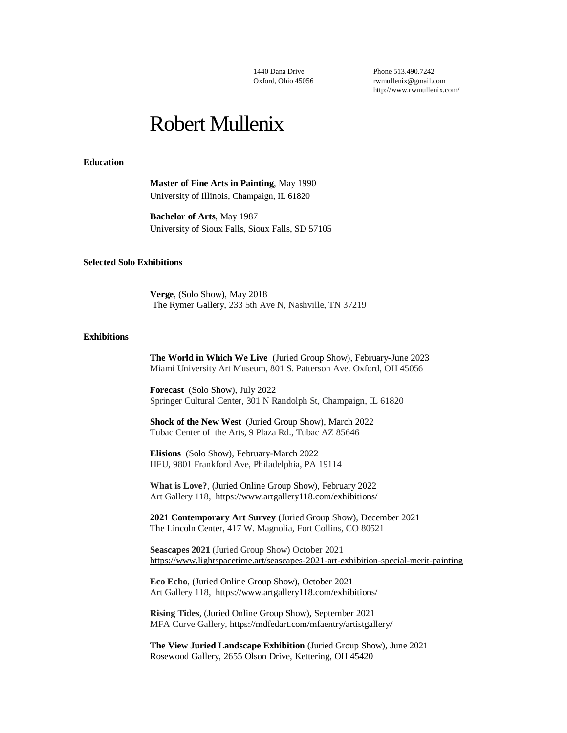1440 Dana Drive
Oxford, Ohio 45056

Phone 513.490.7242
rwmullenix@gmail.com
http://www.rwmullenix.com/

# Robert Mullenix

## Education

**Master of Fine Arts in Painting**, May 1990
University of Illinois, Champaign, IL 61820

**Bachelor of Arts**, May 1987
University of Sioux Falls, Sioux Falls, SD 57105

## Selected Solo Exhibitions

**Verge**, (Solo Show), May 2018
The Rymer Gallery, 233 5th Ave N, Nashville, TN 37219

## Exhibitions

**The World in Which We Live** (Juried Group Show), February-June 2023
Miami University Art Museum, 801 S. Patterson Ave. Oxford, OH 45056

**Forecast** (Solo Show), July 2022
Springer Cultural Center, 301 N Randolph St, Champaign, IL 61820

**Shock of the New West** (Juried Group Show), March 2022
Tubac Center of the Arts, 9 Plaza Rd., Tubac AZ 85646

**Elisions** (Solo Show), February-March 2022
HFU, 9801 Frankford Ave, Philadelphia, PA 19114

**What is Love?**, (Juried Online Group Show), February 2022
Art Gallery 118, https://www.artgallery118.com/exhibitions/

**2021 Contemporary Art Survey** (Juried Group Show), December 2021
The Lincoln Center, 417 W. Magnolia, Fort Collins, CO 80521

**Seascapes 2021** (Juried Group Show) October 2021
https://www.lightspacetime.art/seascapes-2021-art-exhibition-special-merit-painting

**Eco Echo**, (Juried Online Group Show), October 2021
Art Gallery 118, https://www.artgallery118.com/exhibitions/

**Rising Tides**, (Juried Online Group Show), September 2021
MFA Curve Gallery, https://mdfedart.com/mfaentry/artistgallery/

**The View Juried Landscape Exhibition** (Juried Group Show), June 2021
Rosewood Gallery, 2655 Olson Drive, Kettering, OH 45420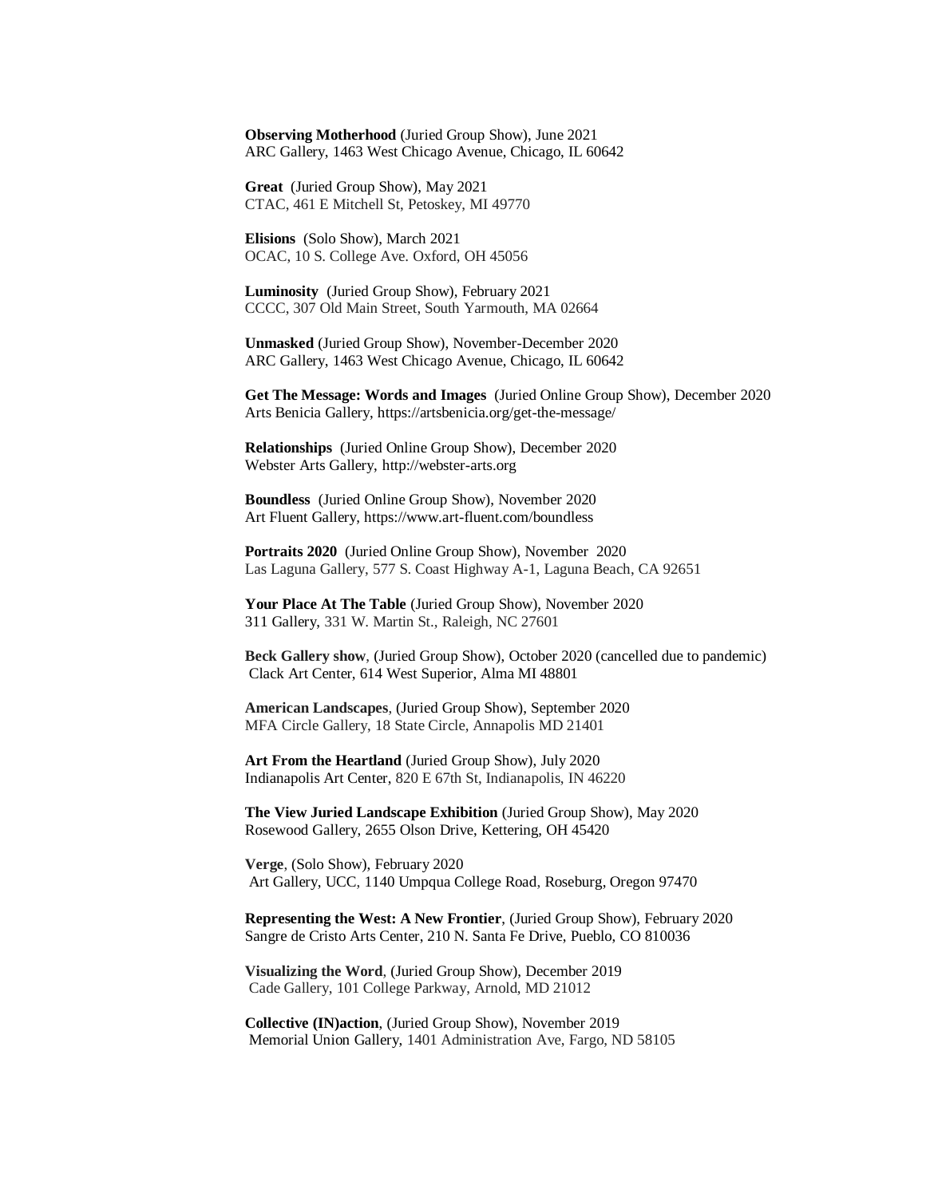**Observing Motherhood** (Juried Group Show), June 2021
ARC Gallery, 1463 West Chicago Avenue, Chicago, IL 60642

**Great** (Juried Group Show), May 2021
CTAC, 461 E Mitchell St, Petoskey, MI 49770

**Elisions** (Solo Show), March 2021
OCAC, 10 S. College Ave. Oxford, OH 45056

**Luminosity** (Juried Group Show), February 2021
CCCC, 307 Old Main Street, South Yarmouth, MA 02664

**Unmasked** (Juried Group Show), November-December 2020
ARC Gallery, 1463 West Chicago Avenue, Chicago, IL 60642

**Get The Message: Words and Images** (Juried Online Group Show), December 2020
Arts Benicia Gallery, https://artsbenicia.org/get-the-message/

**Relationships** (Juried Online Group Show), December 2020
Webster Arts Gallery, http://webster-arts.org

**Boundless** (Juried Online Group Show), November 2020
Art Fluent Gallery, https://www.art-fluent.com/boundless

**Portraits 2020** (Juried Online Group Show), November 2020
Las Laguna Gallery, 577 S. Coast Highway A-1, Laguna Beach, CA 92651

**Your Place At The Table** (Juried Group Show), November 2020
311 Gallery, 331 W. Martin St., Raleigh, NC 27601

**Beck Gallery show**, (Juried Group Show), October 2020 (cancelled due to pandemic)
Clack Art Center, 614 West Superior, Alma MI 48801

**American Landscapes**, (Juried Group Show), September 2020
MFA Circle Gallery, 18 State Circle, Annapolis MD 21401

**Art From the Heartland** (Juried Group Show), July 2020
Indianapolis Art Center, 820 E 67th St, Indianapolis, IN 46220

**The View Juried Landscape Exhibition** (Juried Group Show), May 2020
Rosewood Gallery, 2655 Olson Drive, Kettering, OH 45420

**Verge**, (Solo Show), February 2020
Art Gallery, UCC, 1140 Umpqua College Road, Roseburg, Oregon 97470

**Representing the West: A New Frontier**, (Juried Group Show), February 2020
Sangre de Cristo Arts Center, 210 N. Santa Fe Drive, Pueblo, CO 810036

**Visualizing the Word**, (Juried Group Show), December 2019
Cade Gallery, 101 College Parkway, Arnold, MD 21012

**Collective (IN)action**, (Juried Group Show), November 2019
Memorial Union Gallery, 1401 Administration Ave, Fargo, ND 58105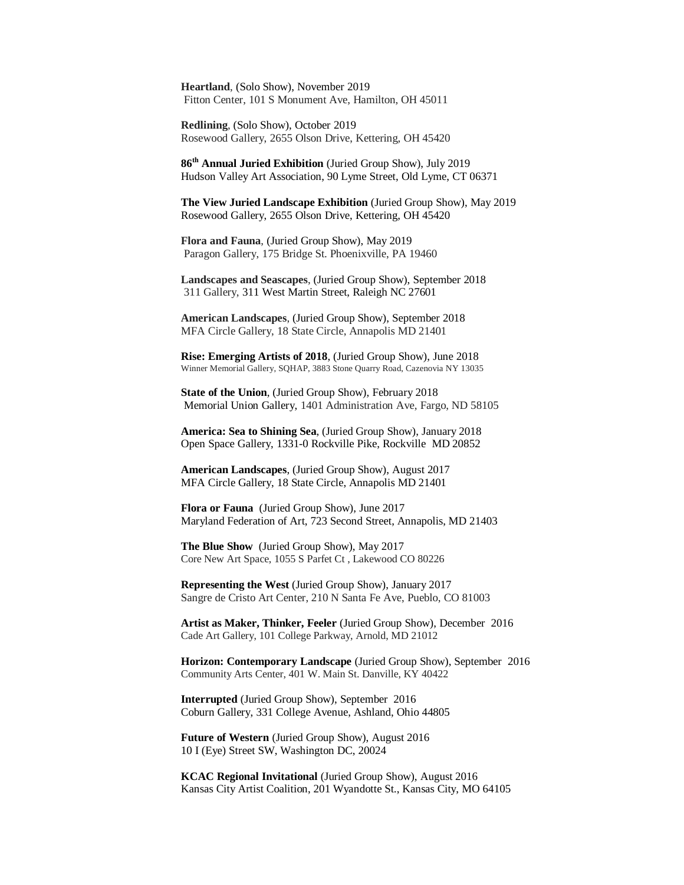**Heartland**, (Solo Show), November 2019
Fitton Center, 101 S Monument Ave, Hamilton, OH 45011

**Redlining**, (Solo Show), October 2019
Rosewood Gallery, 2655 Olson Drive, Kettering, OH 45420

**86th Annual Juried Exhibition** (Juried Group Show), July 2019
Hudson Valley Art Association, 90 Lyme Street, Old Lyme, CT 06371

**The View Juried Landscape Exhibition** (Juried Group Show), May 2019
Rosewood Gallery, 2655 Olson Drive, Kettering, OH 45420

**Flora and Fauna**, (Juried Group Show), May 2019
Paragon Gallery, 175 Bridge St. Phoenixville, PA 19460

**Landscapes and Seascapes**, (Juried Group Show), September 2018
311 Gallery, 311 West Martin Street, Raleigh NC 27601

**American Landscapes**, (Juried Group Show), September 2018
MFA Circle Gallery, 18 State Circle, Annapolis MD 21401

**Rise: Emerging Artists of 2018**, (Juried Group Show), June 2018
Winner Memorial Gallery, SQHAP, 3883 Stone Quarry Road, Cazenovia NY 13035

**State of the Union**, (Juried Group Show), February 2018
Memorial Union Gallery, 1401 Administration Ave, Fargo, ND 58105

**America: Sea to Shining Sea**, (Juried Group Show), January 2018
Open Space Gallery, 1331-0 Rockville Pike, Rockville MD 20852

**American Landscapes**, (Juried Group Show), August 2017
MFA Circle Gallery, 18 State Circle, Annapolis MD 21401

**Flora or Fauna** (Juried Group Show), June 2017
Maryland Federation of Art, 723 Second Street, Annapolis, MD 21403

**The Blue Show** (Juried Group Show), May 2017
Core New Art Space, 1055 S Parfet Ct , Lakewood CO 80226

**Representing the West** (Juried Group Show), January 2017
Sangre de Cristo Art Center, 210 N Santa Fe Ave, Pueblo, CO 81003

**Artist as Maker, Thinker, Feeler** (Juried Group Show), December 2016
Cade Art Gallery, 101 College Parkway, Arnold, MD 21012

**Horizon: Contemporary Landscape** (Juried Group Show), September 2016
Community Arts Center, 401 W. Main St. Danville, KY 40422

**Interrupted** (Juried Group Show), September 2016
Coburn Gallery, 331 College Avenue, Ashland, Ohio 44805

**Future of Western** (Juried Group Show), August 2016
10 I (Eye) Street SW, Washington DC, 20024

**KCAC Regional Invitational** (Juried Group Show), August 2016
Kansas City Artist Coalition, 201 Wyandotte St., Kansas City, MO 64105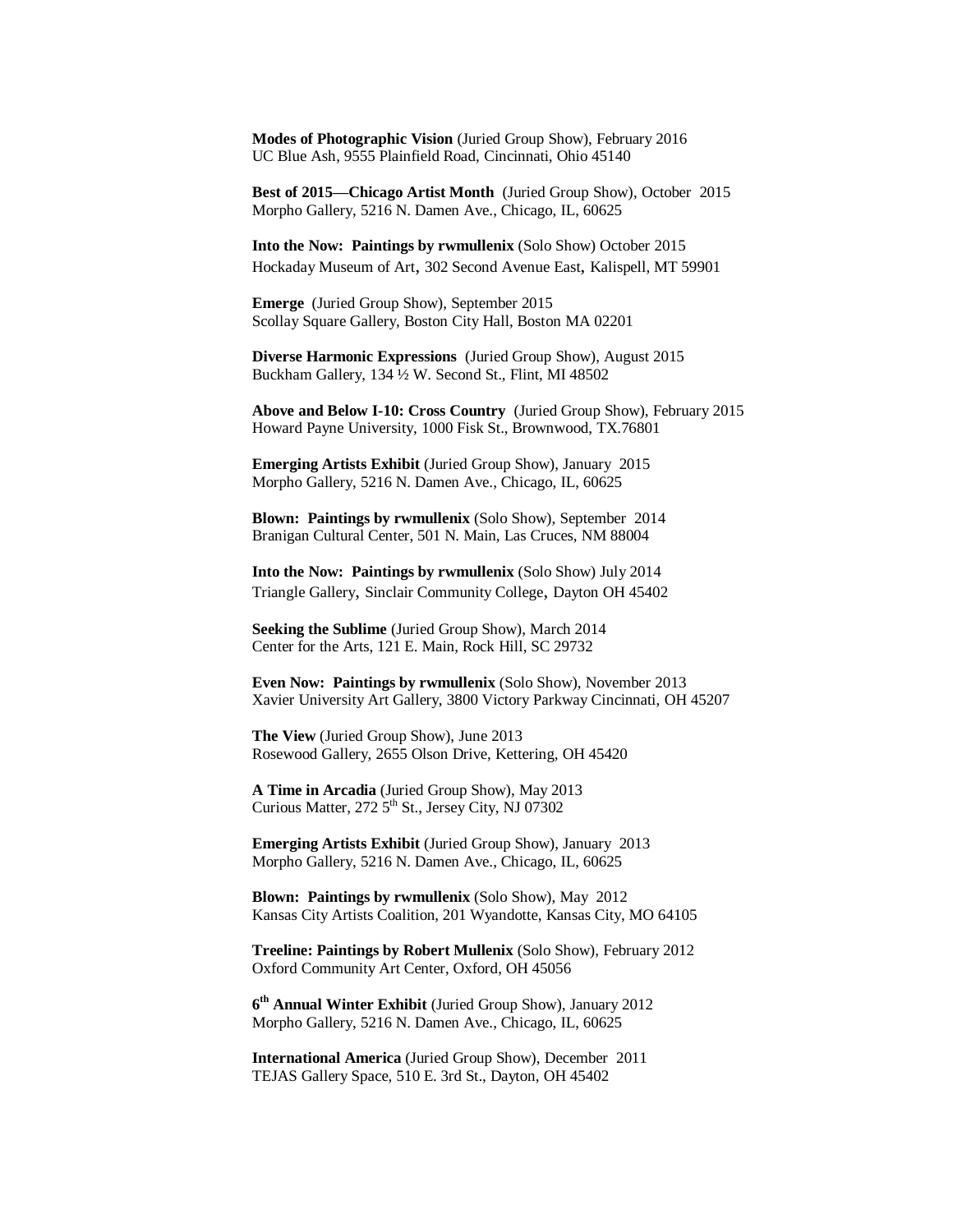**Modes of Photographic Vision** (Juried Group Show), February 2016
UC Blue Ash, 9555 Plainfield Road, Cincinnati, Ohio 45140

**Best of 2015—Chicago Artist Month** (Juried Group Show), October 2015
Morpho Gallery, 5216 N. Damen Ave., Chicago, IL, 60625

**Into the Now: Paintings by rwmullenix** (Solo Show) October 2015
Hockaday Museum of Art, 302 Second Avenue East, Kalispell, MT 59901

**Emerge** (Juried Group Show), September 2015
Scollay Square Gallery, Boston City Hall, Boston MA 02201

**Diverse Harmonic Expressions** (Juried Group Show), August 2015
Buckham Gallery, 134 ½ W. Second St., Flint, MI 48502

**Above and Below I-10: Cross Country** (Juried Group Show), February 2015
Howard Payne University, 1000 Fisk St., Brownwood, TX.76801

**Emerging Artists Exhibit** (Juried Group Show), January 2015
Morpho Gallery, 5216 N. Damen Ave., Chicago, IL, 60625

**Blown: Paintings by rwmullenix** (Solo Show), September 2014
Branigan Cultural Center, 501 N. Main, Las Cruces, NM 88004

**Into the Now: Paintings by rwmullenix** (Solo Show) July 2014
Triangle Gallery, Sinclair Community College, Dayton OH 45402

**Seeking the Sublime** (Juried Group Show), March 2014
Center for the Arts, 121 E. Main, Rock Hill, SC 29732

**Even Now: Paintings by rwmullenix** (Solo Show), November 2013
Xavier University Art Gallery, 3800 Victory Parkway Cincinnati, OH 45207

**The View** (Juried Group Show), June 2013
Rosewood Gallery, 2655 Olson Drive, Kettering, OH 45420

**A Time in Arcadia** (Juried Group Show), May 2013
Curious Matter, 272 5th St., Jersey City, NJ 07302

**Emerging Artists Exhibit** (Juried Group Show), January 2013
Morpho Gallery, 5216 N. Damen Ave., Chicago, IL, 60625

**Blown: Paintings by rwmullenix** (Solo Show), May 2012
Kansas City Artists Coalition, 201 Wyandotte, Kansas City, MO 64105

**Treeline: Paintings by Robert Mullenix** (Solo Show), February 2012
Oxford Community Art Center, Oxford, OH 45056

**6th Annual Winter Exhibit** (Juried Group Show), January 2012
Morpho Gallery, 5216 N. Damen Ave., Chicago, IL, 60625

**International America** (Juried Group Show), December 2011
TEJAS Gallery Space, 510 E. 3rd St., Dayton, OH 45402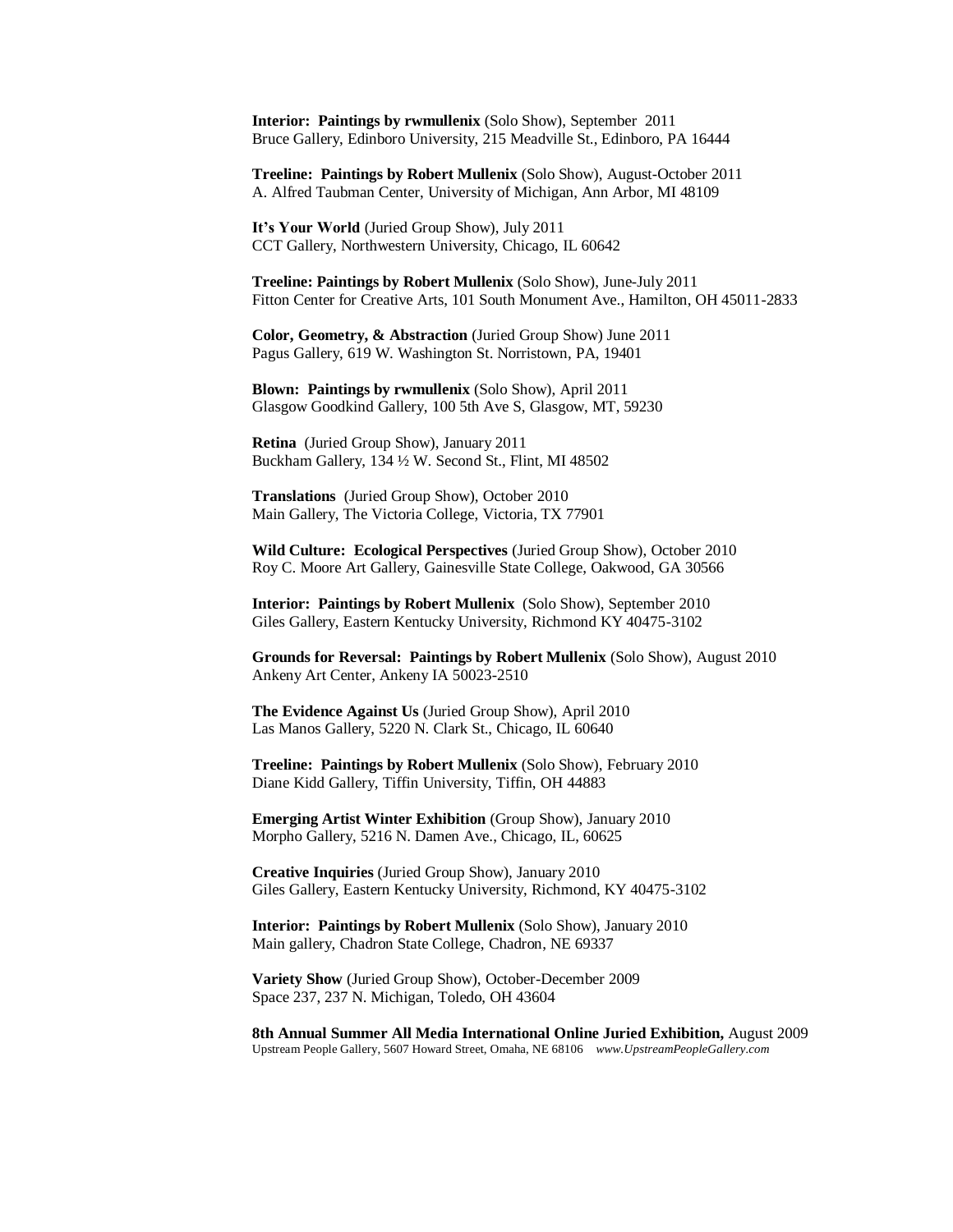**Interior: Paintings by rwmullenix** (Solo Show), September 2011
Bruce Gallery, Edinboro University, 215 Meadville St., Edinboro, PA 16444

**Treeline: Paintings by Robert Mullenix** (Solo Show), August-October 2011
A. Alfred Taubman Center, University of Michigan, Ann Arbor, MI 48109

**It's Your World** (Juried Group Show), July 2011
CCT Gallery, Northwestern University, Chicago, IL 60642

**Treeline: Paintings by Robert Mullenix** (Solo Show), June-July 2011
Fitton Center for Creative Arts, 101 South Monument Ave., Hamilton, OH 45011-2833

**Color, Geometry, & Abstraction** (Juried Group Show) June 2011
Pagus Gallery, 619 W. Washington St. Norristown, PA, 19401

**Blown: Paintings by rwmullenix** (Solo Show), April 2011
Glasgow Goodkind Gallery, 100 5th Ave S, Glasgow, MT, 59230

**Retina** (Juried Group Show), January 2011
Buckham Gallery, 134 ½ W. Second St., Flint, MI 48502

**Translations** (Juried Group Show), October 2010
Main Gallery, The Victoria College, Victoria, TX 77901

**Wild Culture: Ecological Perspectives** (Juried Group Show), October 2010
Roy C. Moore Art Gallery, Gainesville State College, Oakwood, GA 30566

**Interior: Paintings by Robert Mullenix** (Solo Show), September 2010
Giles Gallery, Eastern Kentucky University, Richmond KY 40475-3102

**Grounds for Reversal: Paintings by Robert Mullenix** (Solo Show), August 2010
Ankeny Art Center, Ankeny IA 50023-2510

**The Evidence Against Us** (Juried Group Show), April 2010
Las Manos Gallery, 5220 N. Clark St., Chicago, IL 60640

**Treeline: Paintings by Robert Mullenix** (Solo Show), February 2010
Diane Kidd Gallery, Tiffin University, Tiffin, OH 44883

**Emerging Artist Winter Exhibition** (Group Show), January 2010
Morpho Gallery, 5216 N. Damen Ave., Chicago, IL, 60625

**Creative Inquiries** (Juried Group Show), January 2010
Giles Gallery, Eastern Kentucky University, Richmond, KY 40475-3102

**Interior: Paintings by Robert Mullenix** (Solo Show), January 2010
Main gallery, Chadron State College, Chadron, NE 69337

**Variety Show** (Juried Group Show), October-December 2009
Space 237, 237 N. Michigan, Toledo, OH 43604

**8th Annual Summer All Media International Online Juried Exhibition,** August 2009
Upstream People Gallery, 5607 Howard Street, Omaha, NE 68106 *www.UpstreamPeopleGallery.com*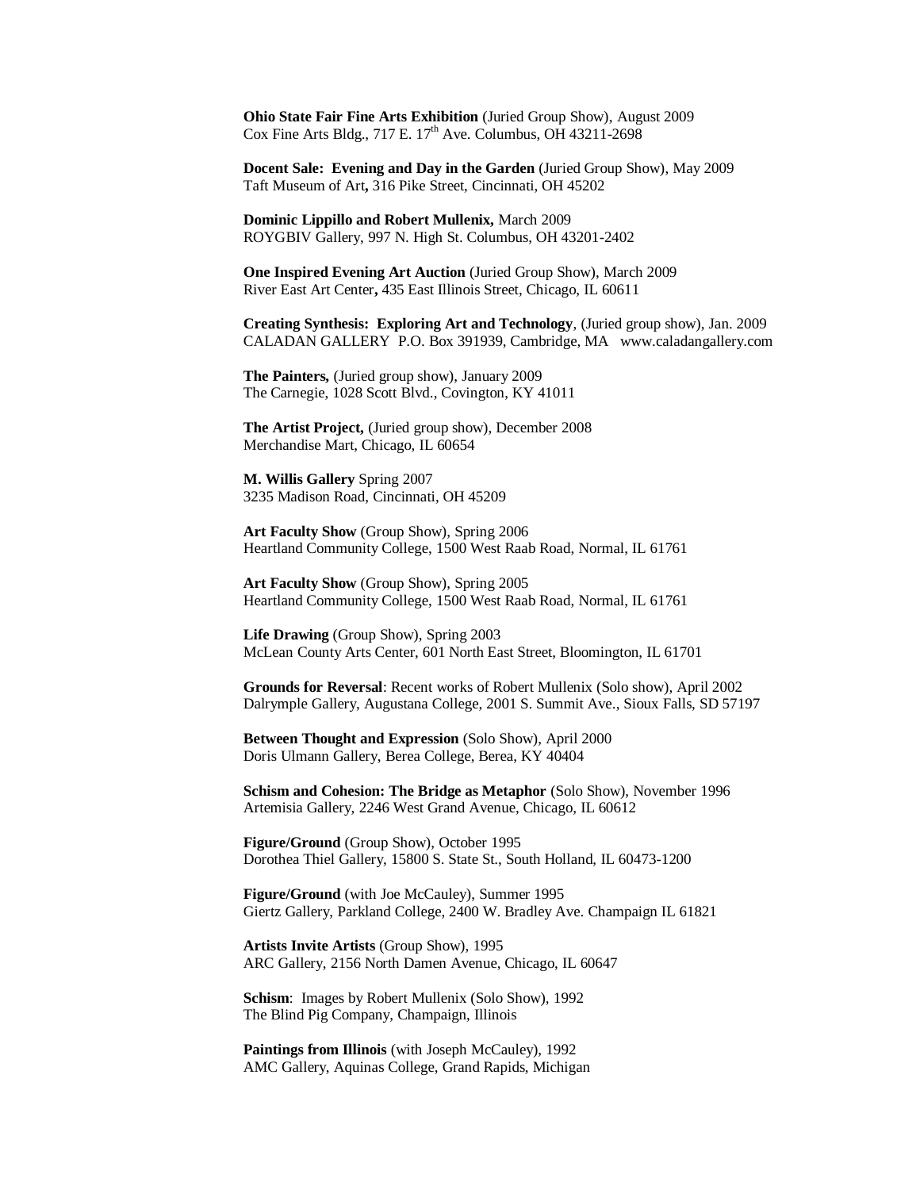**Ohio State Fair Fine Arts Exhibition** (Juried Group Show), August 2009
Cox Fine Arts Bldg., 717 E. 17th Ave. Columbus, OH 43211-2698

**Docent Sale: Evening and Day in the Garden** (Juried Group Show), May 2009
Taft Museum of Art**,** 316 Pike Street, Cincinnati, OH 45202

**Dominic Lippillo and Robert Mullenix,** March 2009
ROYGBIV Gallery, 997 N. High St. Columbus, OH 43201-2402

**One Inspired Evening Art Auction** (Juried Group Show), March 2009
River East Art Center**,** 435 East Illinois Street, Chicago, IL 60611

**Creating Synthesis: Exploring Art and Technology**, (Juried group show), Jan. 2009
CALADAN GALLERY P.O. Box 391939, Cambridge, MA www.caladangallery.com

**The Painters,** (Juried group show), January 2009
The Carnegie, 1028 Scott Blvd., Covington, KY 41011

**The Artist Project,** (Juried group show), December 2008
Merchandise Mart, Chicago, IL 60654

**M. Willis Gallery** Spring 2007
3235 Madison Road, Cincinnati, OH 45209

**Art Faculty Show** (Group Show), Spring 2006
Heartland Community College, 1500 West Raab Road, Normal, IL 61761

**Art Faculty Show** (Group Show), Spring 2005
Heartland Community College, 1500 West Raab Road, Normal, IL 61761

**Life Drawing** (Group Show), Spring 2003
McLean County Arts Center, 601 North East Street, Bloomington, IL 61701

**Grounds for Reversal**: Recent works of Robert Mullenix (Solo show), April 2002
Dalrymple Gallery, Augustana College, 2001 S. Summit Ave., Sioux Falls, SD 57197

**Between Thought and Expression** (Solo Show), April 2000
Doris Ulmann Gallery, Berea College, Berea, KY 40404

**Schism and Cohesion: The Bridge as Metaphor** (Solo Show), November 1996
Artemisia Gallery, 2246 West Grand Avenue, Chicago, IL 60612

**Figure/Ground** (Group Show), October 1995
Dorothea Thiel Gallery, 15800 S. State St., South Holland, IL 60473-1200

**Figure/Ground** (with Joe McCauley), Summer 1995
Giertz Gallery, Parkland College, 2400 W. Bradley Ave. Champaign IL 61821

**Artists Invite Artists** (Group Show), 1995
ARC Gallery, 2156 North Damen Avenue, Chicago, IL 60647

**Schism**: Images by Robert Mullenix (Solo Show), 1992
The Blind Pig Company, Champaign, Illinois

**Paintings from Illinois** (with Joseph McCauley), 1992
AMC Gallery, Aquinas College, Grand Rapids, Michigan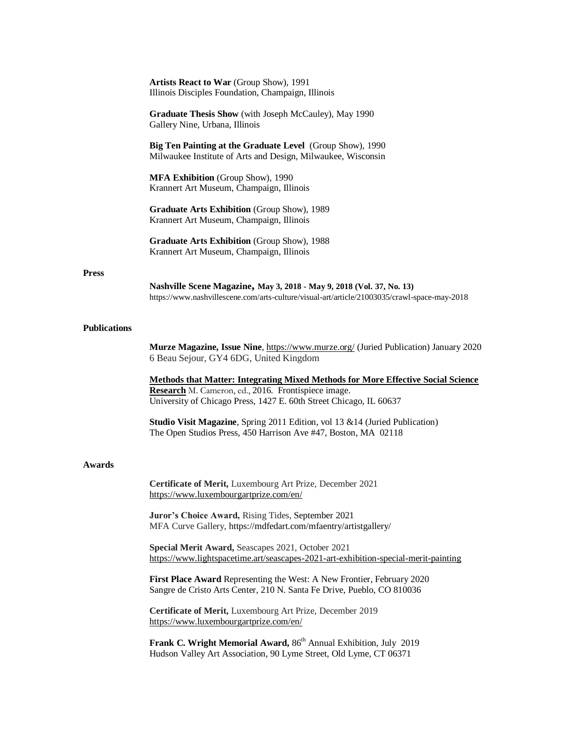**Artists React to War** (Group Show), 1991
Illinois Disciples Foundation, Champaign, Illinois

**Graduate Thesis Show** (with Joseph McCauley), May 1990
Gallery Nine, Urbana, Illinois

**Big Ten Painting at the Graduate Level** (Group Show), 1990
Milwaukee Institute of Arts and Design, Milwaukee, Wisconsin

**MFA Exhibition** (Group Show), 1990
Krannert Art Museum, Champaign, Illinois

**Graduate Arts Exhibition** (Group Show), 1989
Krannert Art Museum, Champaign, Illinois

**Graduate Arts Exhibition** (Group Show), 1988
Krannert Art Museum, Champaign, Illinois

## Press

**Nashville Scene Magazine, May 3, 2018 - May 9, 2018 (Vol. 37, No. 13)**
https://www.nashvillescene.com/arts-culture/visual-art/article/21003035/crawl-space-may-2018

## Publications

**Murze Magazine, Issue Nine**, https://www.murze.org/ (Juried Publication) January 2020
6 Beau Sejour, GY4 6DG, United Kingdom

**Methods that Matter: Integrating Mixed Methods for More Effective Social Science Research** M. Cameron, ed., 2016. Frontispiece image.
University of Chicago Press, 1427 E. 60th Street Chicago, IL 60637

**Studio Visit Magazine**, Spring 2011 Edition, vol 13 &14 (Juried Publication)
The Open Studios Press, 450 Harrison Ave #47, Boston, MA 02118

## Awards

**Certificate of Merit,** Luxembourg Art Prize, December 2021
https://www.luxembourgartprize.com/en/

**Juror's Choice Award,** Rising Tides, September 2021
MFA Curve Gallery, https://mdfedart.com/mfaentry/artistgallery/

**Special Merit Award,** Seascapes 2021, October 2021
https://www.lightspacetime.art/seascapes-2021-art-exhibition-special-merit-painting

**First Place Award** Representing the West: A New Frontier, February 2020
Sangre de Cristo Arts Center, 210 N. Santa Fe Drive, Pueblo, CO 810036

**Certificate of Merit,** Luxembourg Art Prize, December 2019
https://www.luxembourgartprize.com/en/

**Frank C. Wright Memorial Award,** 86th Annual Exhibition, July 2019
Hudson Valley Art Association, 90 Lyme Street, Old Lyme, CT 06371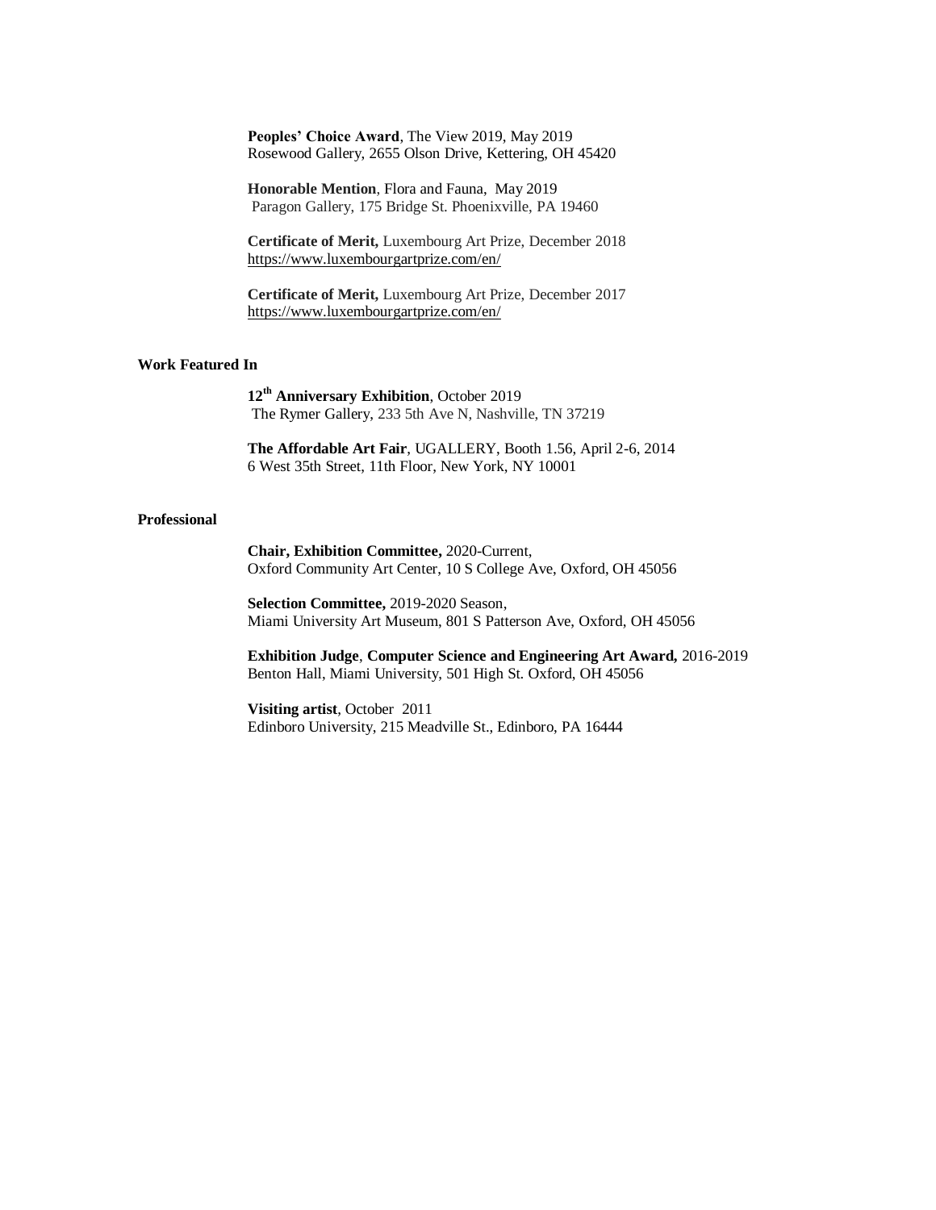**Peoples' Choice Award**, The View 2019, May 2019
Rosewood Gallery, 2655 Olson Drive, Kettering, OH 45420

**Honorable Mention**, Flora and Fauna, May 2019
Paragon Gallery, 175 Bridge St. Phoenixville, PA 19460

**Certificate of Merit,** Luxembourg Art Prize, December 2018
https://www.luxembourgartprize.com/en/

**Certificate of Merit,** Luxembourg Art Prize, December 2017
https://www.luxembourgartprize.com/en/

**Work Featured In**

**12th Anniversary Exhibition**, October 2019
The Rymer Gallery, 233 5th Ave N, Nashville, TN 37219

**The Affordable Art Fair**, UGALLERY, Booth 1.56, April 2-6, 2014
6 West 35th Street, 11th Floor, New York, NY 10001

**Professional**

**Chair, Exhibition Committee,** 2020-Current,
Oxford Community Art Center, 10 S College Ave, Oxford, OH 45056

**Selection Committee,** 2019-2020 Season,
Miami University Art Museum, 801 S Patterson Ave, Oxford, OH 45056

**Exhibition Judge**, **Computer Science and Engineering Art Award,** 2016-2019
Benton Hall, Miami University, 501 High St. Oxford, OH 45056

**Visiting artist**, October 2011
Edinboro University, 215 Meadville St., Edinboro, PA 16444